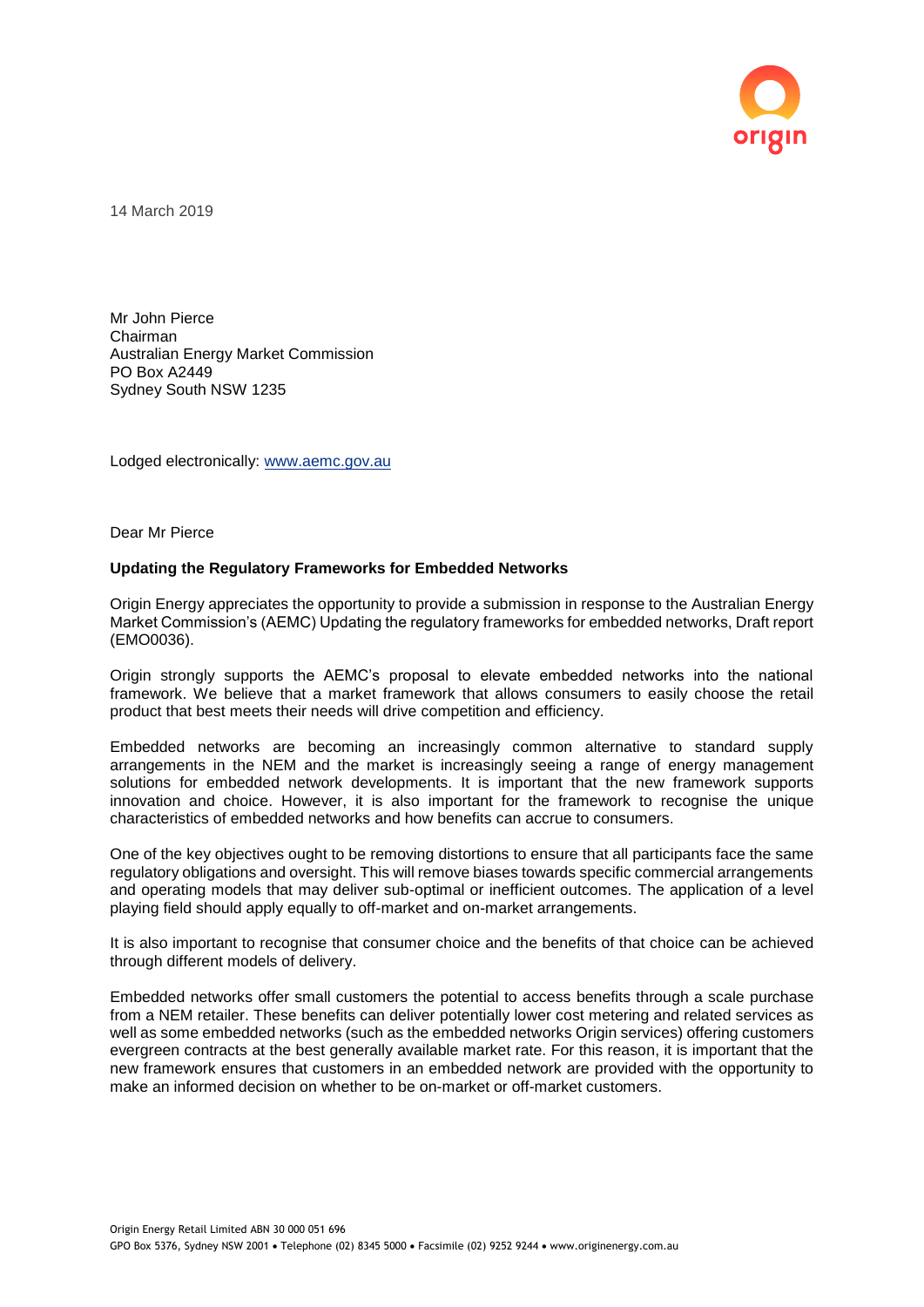14 March 2019

Mr John Pierce
Chairman
Australian Energy Market Commission
PO Box A2449
Sydney South NSW 1235

Lodged electronically: www.aemc.gov.au

Dear Mr Pierce

**Updating the Regulatory Frameworks for Embedded Networks**

Origin Energy appreciates the opportunity to provide a submission in response to the Australian Energy Market Commission's (AEMC) Updating the regulatory frameworks for embedded networks, Draft report (EMO0036).

Origin strongly supports the AEMC's proposal to elevate embedded networks into the national framework. We believe that a market framework that allows consumers to easily choose the retail product that best meets their needs will drive competition and efficiency.

Embedded networks are becoming an increasingly common alternative to standard supply arrangements in the NEM and the market is increasingly seeing a range of energy management solutions for embedded network developments. It is important that the new framework supports innovation and choice. However, it is also important for the framework to recognise the unique characteristics of embedded networks and how benefits can accrue to consumers.

One of the key objectives ought to be removing distortions to ensure that all participants face the same regulatory obligations and oversight. This will remove biases towards specific commercial arrangements and operating models that may deliver sub-optimal or inefficient outcomes. The application of a level playing field should apply equally to off-market and on-market arrangements.

It is also important to recognise that consumer choice and the benefits of that choice can be achieved through different models of delivery.

Embedded networks offer small customers the potential to access benefits through a scale purchase from a NEM retailer. These benefits can deliver potentially lower cost metering and related services as well as some embedded networks (such as the embedded networks Origin services) offering customers evergreen contracts at the best generally available market rate. For this reason, it is important that the new framework ensures that customers in an embedded network are provided with the opportunity to make an informed decision on whether to be on-market or off-market customers.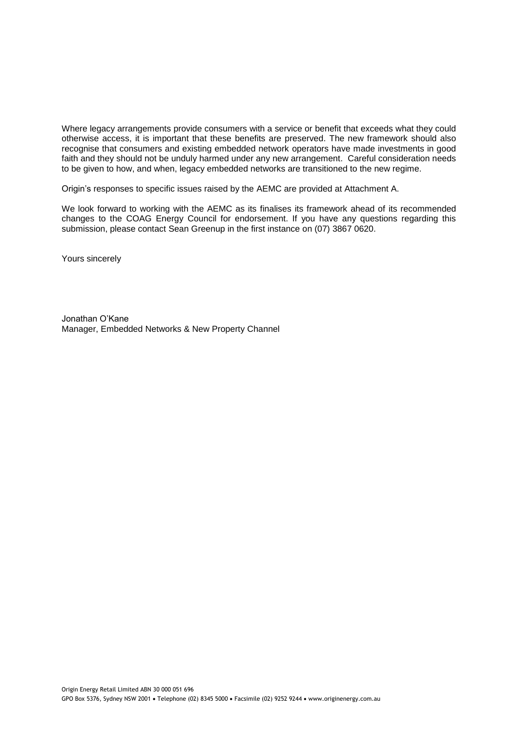Where legacy arrangements provide consumers with a service or benefit that exceeds what they could otherwise access, it is important that these benefits are preserved. The new framework should also recognise that consumers and existing embedded network operators have made investments in good faith and they should not be unduly harmed under any new arrangement. Careful consideration needs to be given to how, and when, legacy embedded networks are transitioned to the new regime.

Origin's responses to specific issues raised by the AEMC are provided at Attachment A.

We look forward to working with the AEMC as its finalises its framework ahead of its recommended changes to the COAG Energy Council for endorsement. If you have any questions regarding this submission, please contact Sean Greenup in the first instance on (07) 3867 0620.

Yours sincerely

Jonathan O'Kane
Manager, Embedded Networks & New Property Channel

Origin Energy Retail Limited ABN 30 000 051 696
GPO Box 5376, Sydney NSW 2001 • Telephone (02) 8345 5000 • Facsimile (02) 9252 9244 • www.originenergy.com.au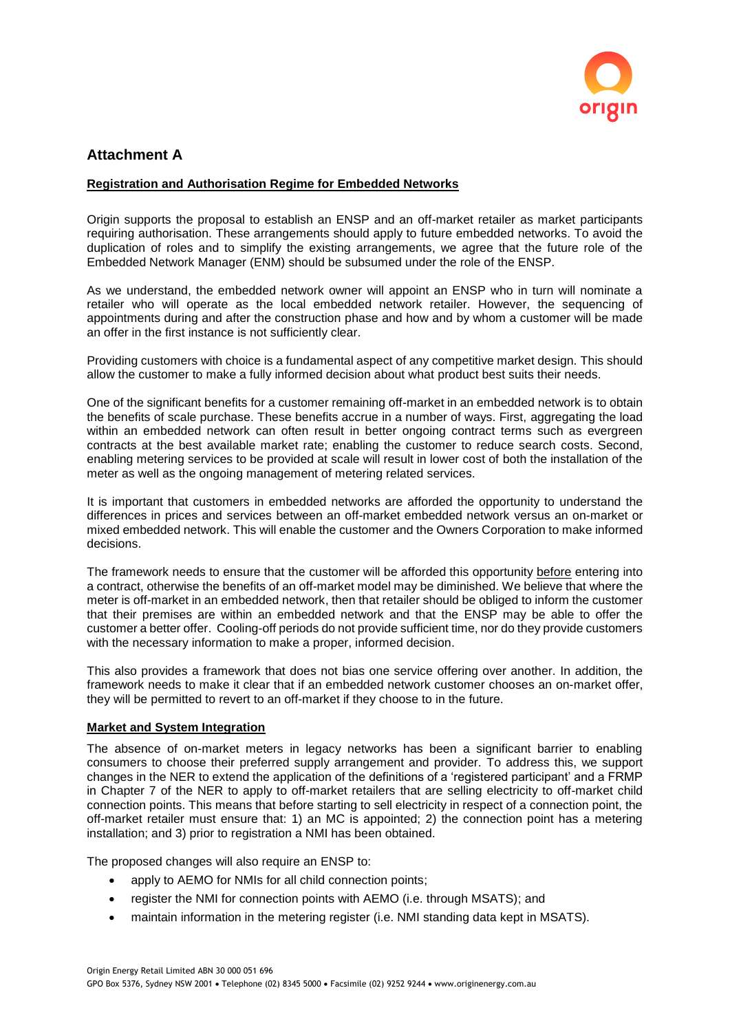## Attachment A

**Registration and Authorisation Regime for Embedded Networks**

Origin supports the proposal to establish an ENSP and an off-market retailer as market participants requiring authorisation. These arrangements should apply to future embedded networks. To avoid the duplication of roles and to simplify the existing arrangements, we agree that the future role of the Embedded Network Manager (ENM) should be subsumed under the role of the ENSP.

As we understand, the embedded network owner will appoint an ENSP who in turn will nominate a retailer who will operate as the local embedded network retailer. However, the sequencing of appointments during and after the construction phase and how and by whom a customer will be made an offer in the first instance is not sufficiently clear.

Providing customers with choice is a fundamental aspect of any competitive market design. This should allow the customer to make a fully informed decision about what product best suits their needs.

One of the significant benefits for a customer remaining off-market in an embedded network is to obtain the benefits of scale purchase. These benefits accrue in a number of ways. First, aggregating the load within an embedded network can often result in better ongoing contract terms such as evergreen contracts at the best available market rate; enabling the customer to reduce search costs. Second, enabling metering services to be provided at scale will result in lower cost of both the installation of the meter as well as the ongoing management of metering related services.

It is important that customers in embedded networks are afforded the opportunity to understand the differences in prices and services between an off-market embedded network versus an on-market or mixed embedded network. This will enable the customer and the Owners Corporation to make informed decisions.

The framework needs to ensure that the customer will be afforded this opportunity before entering into a contract, otherwise the benefits of an off-market model may be diminished. We believe that where the meter is off-market in an embedded network, then that retailer should be obliged to inform the customer that their premises are within an embedded network and that the ENSP may be able to offer the customer a better offer. Cooling-off periods do not provide sufficient time, nor do they provide customers with the necessary information to make a proper, informed decision.

This also provides a framework that does not bias one service offering over another. In addition, the framework needs to make it clear that if an embedded network customer chooses an on-market offer, they will be permitted to revert to an off-market if they choose to in the future.

**Market and System Integration**

The absence of on-market meters in legacy networks has been a significant barrier to enabling consumers to choose their preferred supply arrangement and provider. To address this, we support changes in the NER to extend the application of the definitions of a 'registered participant' and a FRMP in Chapter 7 of the NER to apply to off-market retailers that are selling electricity to off-market child connection points. This means that before starting to sell electricity in respect of a connection point, the off-market retailer must ensure that: 1) an MC is appointed; 2) the connection point has a metering installation; and 3) prior to registration a NMI has been obtained.

The proposed changes will also require an ENSP to:

- apply to AEMO for NMIs for all child connection points;
- register the NMI for connection points with AEMO (i.e. through MSATS); and
- maintain information in the metering register (i.e. NMI standing data kept in MSATS).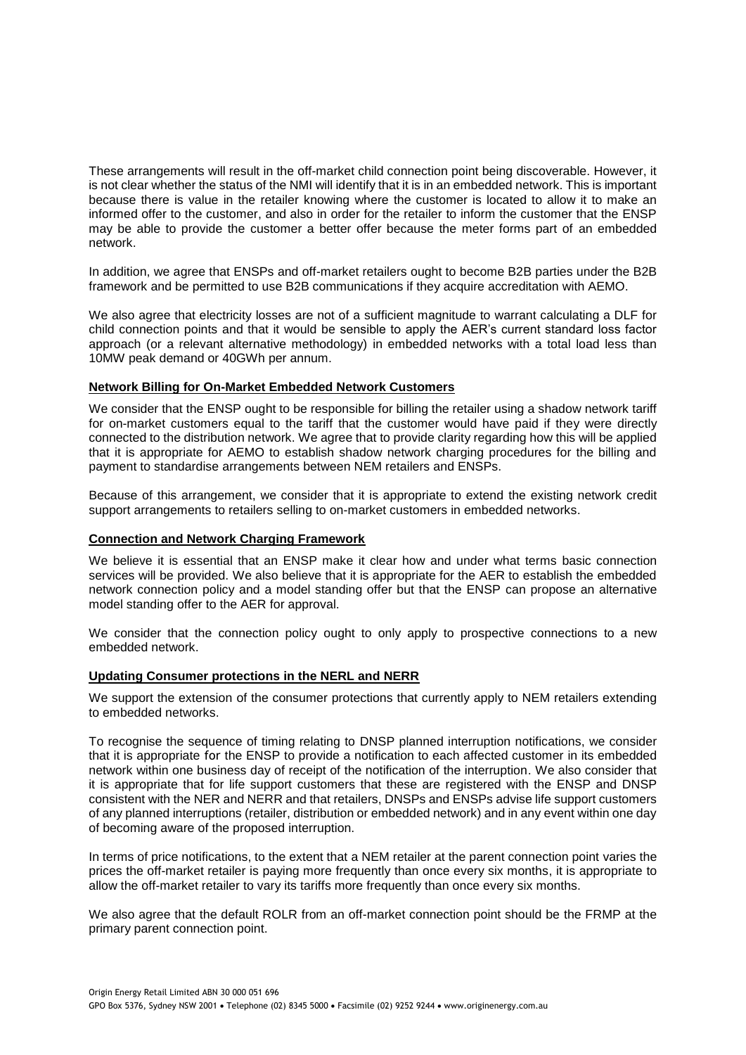These arrangements will result in the off-market child connection point being discoverable. However, it is not clear whether the status of the NMI will identify that it is in an embedded network. This is important because there is value in the retailer knowing where the customer is located to allow it to make an informed offer to the customer, and also in order for the retailer to inform the customer that the ENSP may be able to provide the customer a better offer because the meter forms part of an embedded network.

In addition, we agree that ENSPs and off-market retailers ought to become B2B parties under the B2B framework and be permitted to use B2B communications if they acquire accreditation with AEMO.

We also agree that electricity losses are not of a sufficient magnitude to warrant calculating a DLF for child connection points and that it would be sensible to apply the AER's current standard loss factor approach (or a relevant alternative methodology) in embedded networks with a total load less than 10MW peak demand or 40GWh per annum.

**Network Billing for On-Market Embedded Network Customers**

We consider that the ENSP ought to be responsible for billing the retailer using a shadow network tariff for on-market customers equal to the tariff that the customer would have paid if they were directly connected to the distribution network. We agree that to provide clarity regarding how this will be applied that it is appropriate for AEMO to establish shadow network charging procedures for the billing and payment to standardise arrangements between NEM retailers and ENSPs.

Because of this arrangement, we consider that it is appropriate to extend the existing network credit support arrangements to retailers selling to on-market customers in embedded networks.

**Connection and Network Charging Framework**

We believe it is essential that an ENSP make it clear how and under what terms basic connection services will be provided. We also believe that it is appropriate for the AER to establish the embedded network connection policy and a model standing offer but that the ENSP can propose an alternative model standing offer to the AER for approval.

We consider that the connection policy ought to only apply to prospective connections to a new embedded network.

**Updating Consumer protections in the NERL and NERR**

We support the extension of the consumer protections that currently apply to NEM retailers extending to embedded networks.

To recognise the sequence of timing relating to DNSP planned interruption notifications, we consider that it is appropriate for the ENSP to provide a notification to each affected customer in its embedded network within one business day of receipt of the notification of the interruption. We also consider that it is appropriate that for life support customers that these are registered with the ENSP and DNSP consistent with the NER and NERR and that retailers, DNSPs and ENSPs advise life support customers of any planned interruptions (retailer, distribution or embedded network) and in any event within one day of becoming aware of the proposed interruption.

In terms of price notifications, to the extent that a NEM retailer at the parent connection point varies the prices the off-market retailer is paying more frequently than once every six months, it is appropriate to allow the off-market retailer to vary its tariffs more frequently than once every six months.

We also agree that the default ROLR from an off-market connection point should be the FRMP at the primary parent connection point.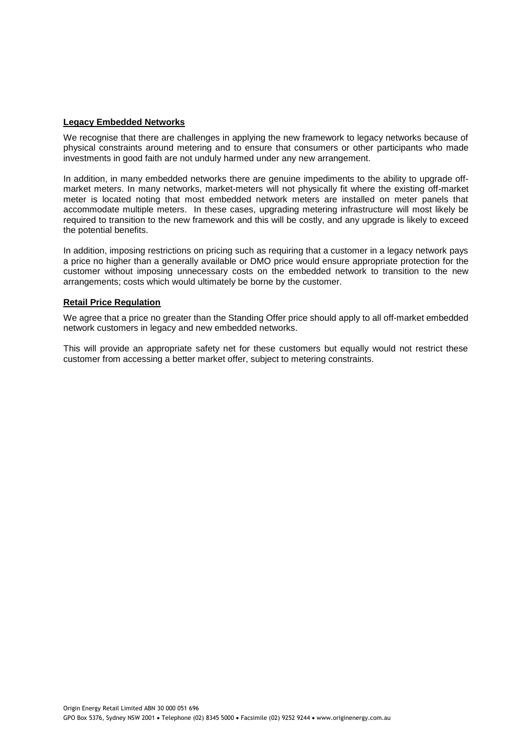**Legacy Embedded Networks**

We recognise that there are challenges in applying the new framework to legacy networks because of physical constraints around metering and to ensure that consumers or other participants who made investments in good faith are not unduly harmed under any new arrangement.

In addition, in many embedded networks there are genuine impediments to the ability to upgrade off-market meters. In many networks, market-meters will not physically fit where the existing off-market meter is located noting that most embedded network meters are installed on meter panels that accommodate multiple meters. In these cases, upgrading metering infrastructure will most likely be required to transition to the new framework and this will be costly, and any upgrade is likely to exceed the potential benefits.

In addition, imposing restrictions on pricing such as requiring that a customer in a legacy network pays a price no higher than a generally available or DMO price would ensure appropriate protection for the customer without imposing unnecessary costs on the embedded network to transition to the new arrangements; costs which would ultimately be borne by the customer.

**Retail Price Regulation**

We agree that a price no greater than the Standing Offer price should apply to all off-market embedded network customers in legacy and new embedded networks.

This will provide an appropriate safety net for these customers but equally would not restrict these customer from accessing a better market offer, subject to metering constraints.